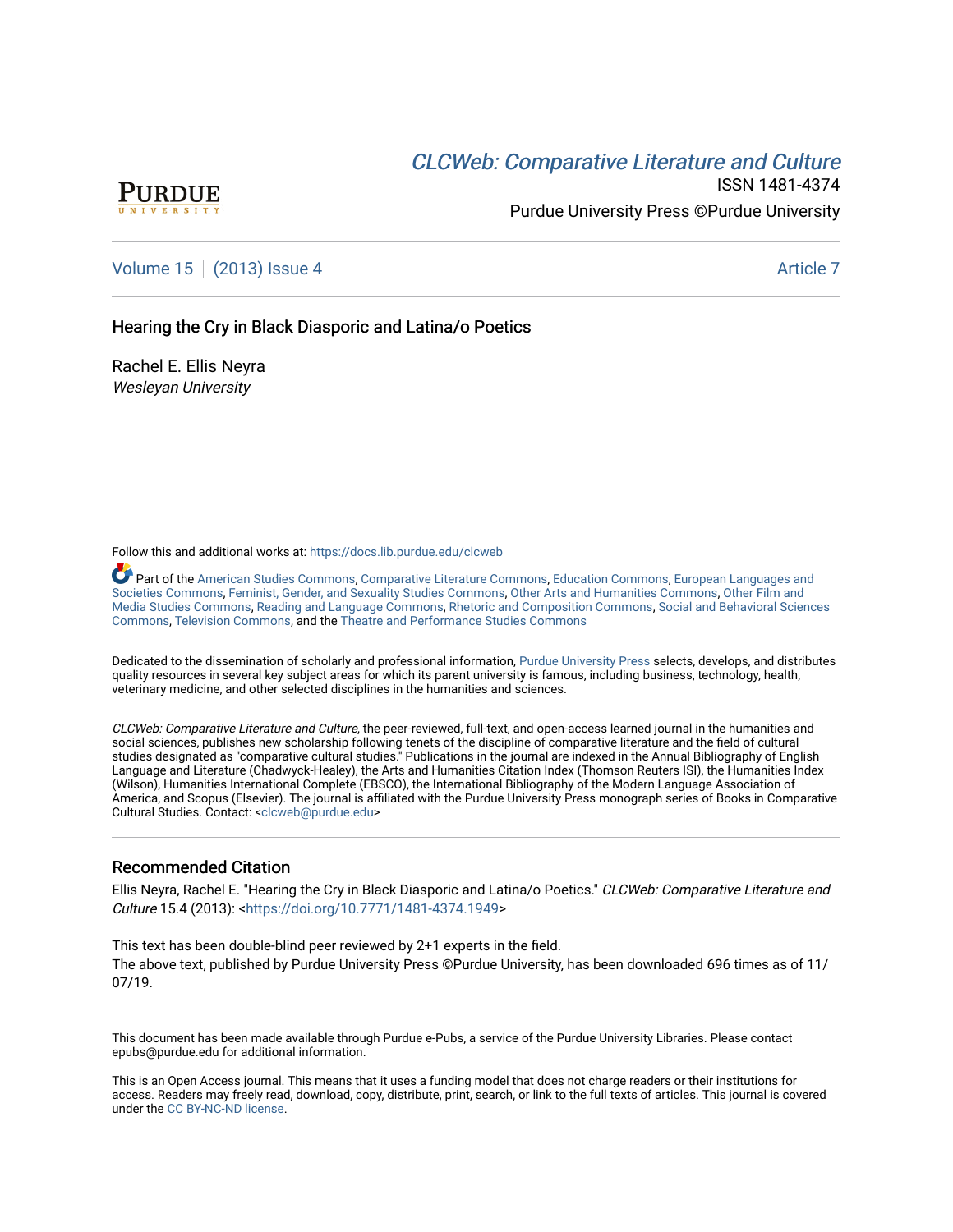# CLCWeb: Comparative Literature and Culture

ISSN 1481-4374

Purdue University Press ©Purdue University

Volume 15 | (2013) Issue 4 | Article 7

## Hearing the Cry in Black Diasporic and Latina/o Poetics

Rachel E. Ellis Neyra
*Wesleyan University*

Follow this and additional works at: https://docs.lib.purdue.edu/clcweb

Part of the American Studies Commons, Comparative Literature Commons, Education Commons, European Languages and Societies Commons, Feminist, Gender, and Sexuality Studies Commons, Other Arts and Humanities Commons, Other Film and Media Studies Commons, Reading and Language Commons, Rhetoric and Composition Commons, Social and Behavioral Sciences Commons, Television Commons, and the Theatre and Performance Studies Commons

Dedicated to the dissemination of scholarly and professional information, Purdue University Press selects, develops, and distributes quality resources in several key subject areas for which its parent university is famous, including business, technology, health, veterinary medicine, and other selected disciplines in the humanities and sciences.

*CLCWeb: Comparative Literature and Culture*, the peer-reviewed, full-text, and open-access learned journal in the humanities and social sciences, publishes new scholarship following tenets of the discipline of comparative literature and the field of cultural studies designated as "comparative cultural studies." Publications in the journal are indexed in the Annual Bibliography of English Language and Literature (Chadwyck-Healey), the Arts and Humanities Citation Index (Thomson Reuters ISI), the Humanities Index (Wilson), Humanities International Complete (EBSCO), the International Bibliography of the Modern Language Association of America, and Scopus (Elsevier). The journal is affiliated with the Purdue University Press monograph series of Books in Comparative Cultural Studies. Contact: <clcweb@purdue.edu>

### Recommended Citation

Ellis Neyra, Rachel E. "Hearing the Cry in Black Diasporic and Latina/o Poetics." *CLCWeb: Comparative Literature and Culture* 15.4 (2013): <https://doi.org/10.7771/1481-4374.1949>

This text has been double-blind peer reviewed by 2+1 experts in the field.
The above text, published by Purdue University Press ©Purdue University, has been downloaded 696 times as of 11/07/19.

This document has been made available through Purdue e-Pubs, a service of the Purdue University Libraries. Please contact epubs@purdue.edu for additional information.

This is an Open Access journal. This means that it uses a funding model that does not charge readers or their institutions for access. Readers may freely read, download, copy, distribute, print, search, or link to the full texts of articles. This journal is covered under the CC BY-NC-ND license.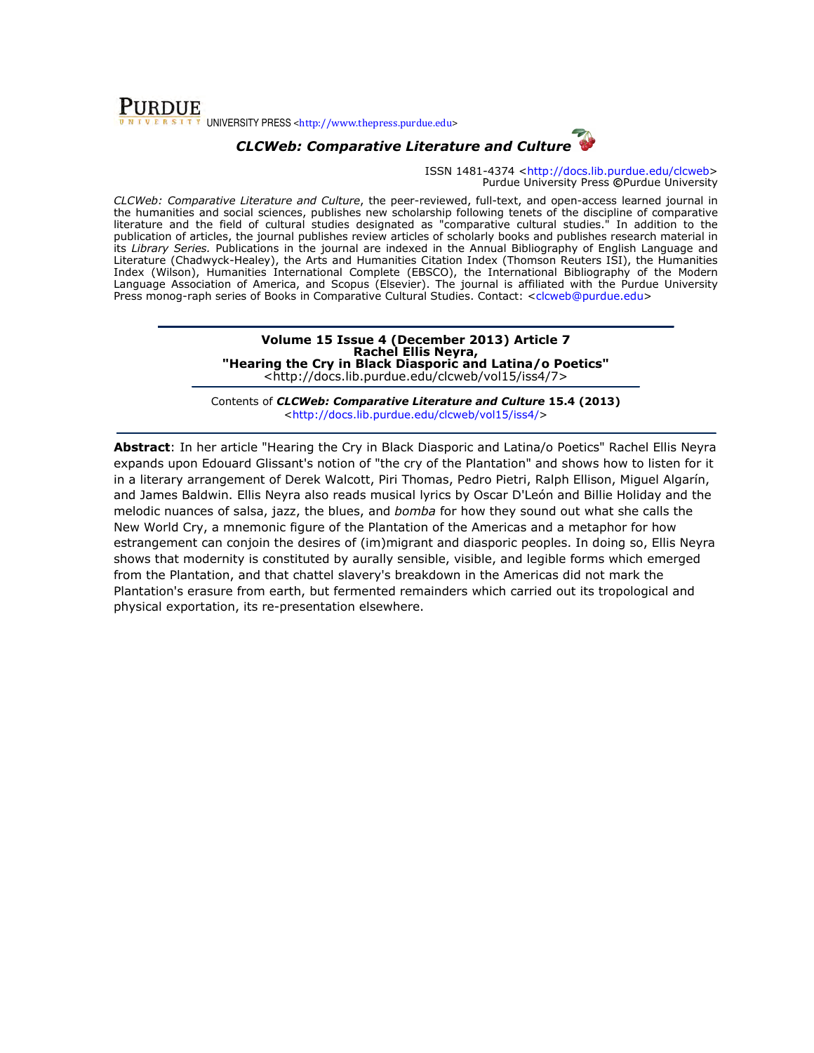**PURDUE** UNIVERSITY PRESS <http://www.thepress.purdue.edu>

***CLCWeb: Comparative Literature and Culture***

ISSN 1481-4374 <http://docs.lib.purdue.edu/clcweb>
Purdue University Press ©Purdue University

*CLCWeb: Comparative Literature and Culture*, the peer-reviewed, full-text, and open-access learned journal in the humanities and social sciences, publishes new scholarship following tenets of the discipline of comparative literature and the field of cultural studies designated as "comparative cultural studies." In addition to the publication of articles, the journal publishes review articles of scholarly books and publishes research material in its *Library Series.* Publications in the journal are indexed in the Annual Bibliography of English Language and Literature (Chadwyck-Healey), the Arts and Humanities Citation Index (Thomson Reuters ISI), the Humanities Index (Wilson), Humanities International Complete (EBSCO), the International Bibliography of the Modern Language Association of America, and Scopus (Elsevier). The journal is affiliated with the Purdue University Press monog-raph series of Books in Comparative Cultural Studies. Contact: <clcweb@purdue.edu>

---

**Volume 15 Issue 4 (December 2013) Article 7**
**Rachel Ellis Neyra,**
**"Hearing the Cry in Black Diasporic and Latina/o Poetics"**
<http://docs.lib.purdue.edu/clcweb/vol15/iss4/7>

Contents of ***CLCWeb: Comparative Literature and Culture*** **15.4 (2013)**
<http://docs.lib.purdue.edu/clcweb/vol15/iss4/>

---

**Abstract**: In her article "Hearing the Cry in Black Diasporic and Latina/o Poetics" Rachel Ellis Neyra expands upon Edouard Glissant's notion of "the cry of the Plantation" and shows how to listen for it in a literary arrangement of Derek Walcott, Piri Thomas, Pedro Pietri, Ralph Ellison, Miguel Algarín, and James Baldwin. Ellis Neyra also reads musical lyrics by Oscar D'León and Billie Holiday and the melodic nuances of salsa, jazz, the blues, and *bomba* for how they sound out what she calls the New World Cry, a mnemonic figure of the Plantation of the Americas and a metaphor for how estrangement can conjoin the desires of (im)migrant and diasporic peoples. In doing so, Ellis Neyra shows that modernity is constituted by aurally sensible, visible, and legible forms which emerged from the Plantation, and that chattel slavery's breakdown in the Americas did not mark the Plantation's erasure from earth, but fermented remainders which carried out its tropological and physical exportation, its re-presentation elsewhere.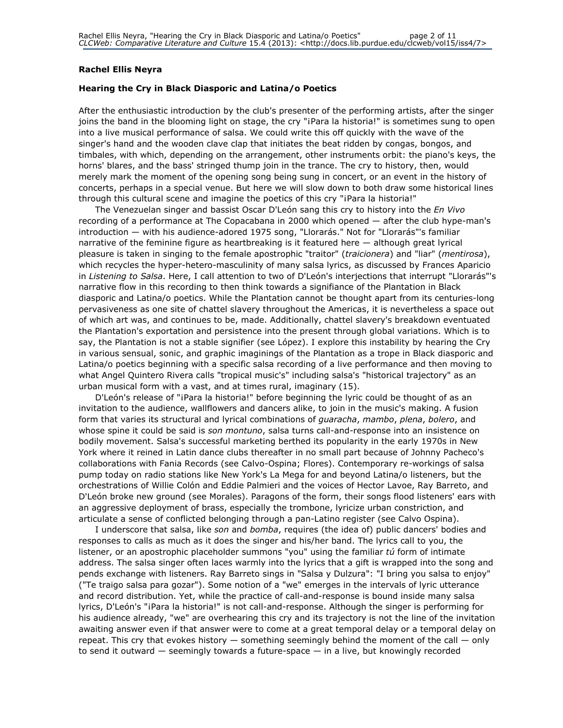**Rachel Ellis Neyra**

**Hearing the Cry in Black Diasporic and Latina/o Poetics**

After the enthusiastic introduction by the club's presenter of the performing artists, after the singer joins the band in the blooming light on stage, the cry "¡Para la historia!" is sometimes sung to open into a live musical performance of salsa. We could write this off quickly with the wave of the singer's hand and the wooden clave clap that initiates the beat ridden by congas, bongos, and timbales, with which, depending on the arrangement, other instruments orbit: the piano's keys, the horns' blares, and the bass' stringed thump join in the trance. The cry to history, then, would merely mark the moment of the opening song being sung in concert, or an event in the history of concerts, perhaps in a special venue. But here we will slow down to both draw some historical lines through this cultural scene and imagine the poetics of this cry "¡Para la historia!"

The Venezuelan singer and bassist Oscar D'León sang this cry to history into the *En Vivo* recording of a performance at The Copacabana in 2000 which opened — after the club hype-man's introduction — with his audience-adored 1975 song, "Llorarás." Not for "Llorarás"'s familiar narrative of the feminine figure as heartbreaking is it featured here — although great lyrical pleasure is taken in singing to the female apostrophic "traitor" (*traicionera*) and "liar" (*mentirosa*), which recycles the hyper-hetero-masculinity of many salsa lyrics, as discussed by Frances Aparicio in *Listening to Salsa*. Here, I call attention to two of D'León's interjections that interrupt "Llorarás"'s narrative flow in this recording to then think towards a significance of the Plantation in Black diasporic and Latina/o poetics. While the Plantation cannot be thought apart from its centuries-long pervasiveness as one site of chattel slavery throughout the Americas, it is nevertheless a space out of which art was, and continues to be, made. Additionally, chattel slavery's breakdown eventuated the Plantation's exportation and persistence into the present through global variations. Which is to say, the Plantation is not a stable signifier (see López). I explore this instability by hearing the Cry in various sensual, sonic, and graphic imaginings of the Plantation as a trope in Black diasporic and Latina/o poetics beginning with a specific salsa recording of a live performance and then moving to what Angel Quintero Rivera calls "tropical music's" including salsa's "historical trajectory" as an urban musical form with a vast, and at times rural, imaginary (15).

D'León's release of "¡Para la historia!" before beginning the lyric could be thought of as an invitation to the audience, wallflowers and dancers alike, to join in the music's making. A fusion form that varies its structural and lyrical combinations of *guaracha*, *mambo*, *plena*, *bolero*, and whose spine it could be said is *son montuno*, salsa turns call-and-response into an insistence on bodily movement. Salsa's successful marketing berthed its popularity in the early 1970s in New York where it reined in Latin dance clubs thereafter in no small part because of Johnny Pacheco's collaborations with Fania Records (see Calvo-Ospina; Flores). Contemporary re-workings of salsa pump today on radio stations like New York's La Mega for and beyond Latina/o listeners, but the orchestrations of Willie Colón and Eddie Palmieri and the voices of Hector Lavoe, Ray Barreto, and D'León broke new ground (see Morales). Paragons of the form, their songs flood listeners' ears with an aggressive deployment of brass, especially the trombone, lyricize urban constriction, and articulate a sense of conflicted belonging through a pan-Latino register (see Calvo Ospina).

I underscore that salsa, like *son* and *bomba*, requires (the idea of) public dancers' bodies and responses to calls as much as it does the singer and his/her band. The lyrics call to you, the listener, or an apostrophic placeholder summons "you" using the familiar *tú* form of intimate address. The salsa singer often laces warmly into the lyrics that a gift is wrapped into the song and pends exchange with listeners. Ray Barreto sings in "Salsa y Dulzura": "I bring you salsa to enjoy" ("Te traigo salsa para gozar"). Some notion of a "we" emerges in the intervals of lyric utterance and record distribution. Yet, while the practice of call-and-response is bound inside many salsa lyrics, D'León's "¡Para la historia!" is not call-and-response. Although the singer is performing for his audience already, "we" are overhearing this cry and its trajectory is not the line of the invitation awaiting answer even if that answer were to come at a great temporal delay or a temporal delay on repeat. This cry that evokes history — something seemingly behind the moment of the call — only to send it outward — seemingly towards a future-space — in a live, but knowingly recorded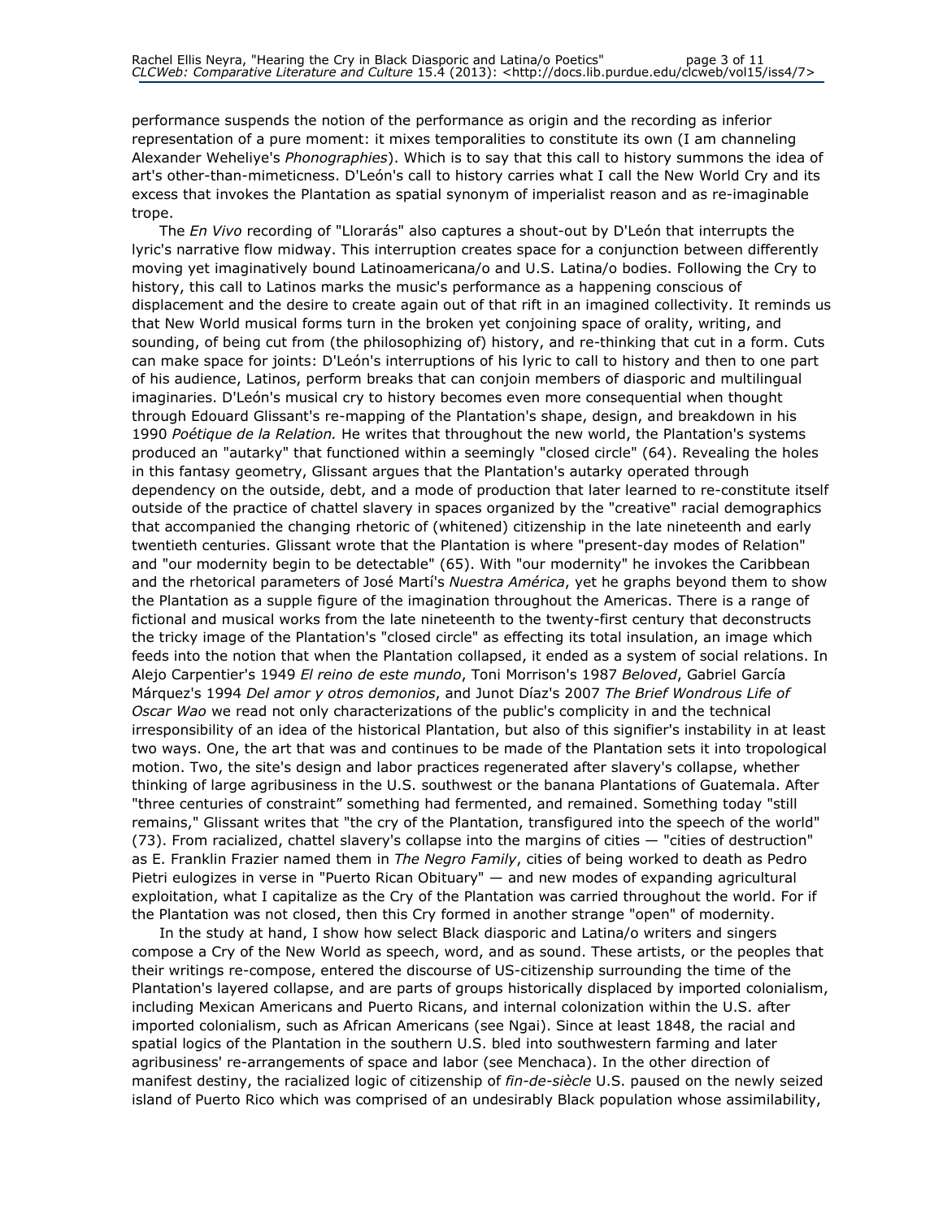performance suspends the notion of the performance as origin and the recording as inferior representation of a pure moment: it mixes temporalities to constitute its own (I am channeling Alexander Weheliye's *Phonographies*). Which is to say that this call to history summons the idea of art's other-than-mimeticness. D'León's call to history carries what I call the New World Cry and its excess that invokes the Plantation as spatial synonym of imperialist reason and as re-imaginable trope.

The *En Vivo* recording of "Llorarás" also captures a shout-out by D'León that interrupts the lyric's narrative flow midway. This interruption creates space for a conjunction between differently moving yet imaginatively bound Latinoamericana/o and U.S. Latina/o bodies. Following the Cry to history, this call to Latinos marks the music's performance as a happening conscious of displacement and the desire to create again out of that rift in an imagined collectivity. It reminds us that New World musical forms turn in the broken yet conjoining space of orality, writing, and sounding, of being cut from (the philosophizing of) history, and re-thinking that cut in a form. Cuts can make space for joints: D'León's interruptions of his lyric to call to history and then to one part of his audience, Latinos, perform breaks that can conjoin members of diasporic and multilingual imaginaries. D'León's musical cry to history becomes even more consequential when thought through Edouard Glissant's re-mapping of the Plantation's shape, design, and breakdown in his 1990 *Poétique de la Relation.* He writes that throughout the new world, the Plantation's systems produced an "autarky" that functioned within a seemingly "closed circle" (64). Revealing the holes in this fantasy geometry, Glissant argues that the Plantation's autarky operated through dependency on the outside, debt, and a mode of production that later learned to re-constitute itself outside of the practice of chattel slavery in spaces organized by the "creative" racial demographics that accompanied the changing rhetoric of (whitened) citizenship in the late nineteenth and early twentieth centuries. Glissant wrote that the Plantation is where "present-day modes of Relation" and "our modernity begin to be detectable" (65). With "our modernity" he invokes the Caribbean and the rhetorical parameters of José Martí's *Nuestra América*, yet he graphs beyond them to show the Plantation as a supple figure of the imagination throughout the Americas. There is a range of fictional and musical works from the late nineteenth to the twenty-first century that deconstructs the tricky image of the Plantation's "closed circle" as effecting its total insulation, an image which feeds into the notion that when the Plantation collapsed, it ended as a system of social relations. In Alejo Carpentier's 1949 *El reino de este mundo*, Toni Morrison's 1987 *Beloved*, Gabriel García Márquez's 1994 *Del amor y otros demonios*, and Junot Díaz's 2007 *The Brief Wondrous Life of Oscar Wao* we read not only characterizations of the public's complicity in and the technical irresponsibility of an idea of the historical Plantation, but also of this signifier's instability in at least two ways. One, the art that was and continues to be made of the Plantation sets it into tropological motion. Two, the site's design and labor practices regenerated after slavery's collapse, whether thinking of large agribusiness in the U.S. southwest or the banana Plantations of Guatemala. After "three centuries of constraint" something had fermented, and remained. Something today "still remains," Glissant writes that "the cry of the Plantation, transfigured into the speech of the world" (73). From racialized, chattel slavery's collapse into the margins of cities — "cities of destruction" as E. Franklin Frazier named them in *The Negro Family*, cities of being worked to death as Pedro Pietri eulogizes in verse in "Puerto Rican Obituary" — and new modes of expanding agricultural exploitation, what I capitalize as the Cry of the Plantation was carried throughout the world. For if the Plantation was not closed, then this Cry formed in another strange "open" of modernity.

In the study at hand, I show how select Black diasporic and Latina/o writers and singers compose a Cry of the New World as speech, word, and as sound. These artists, or the peoples that their writings re-compose, entered the discourse of US-citizenship surrounding the time of the Plantation's layered collapse, and are parts of groups historically displaced by imported colonialism, including Mexican Americans and Puerto Ricans, and internal colonization within the U.S. after imported colonialism, such as African Americans (see Ngai). Since at least 1848, the racial and spatial logics of the Plantation in the southern U.S. bled into southwestern farming and later agribusiness' re-arrangements of space and labor (see Menchaca). In the other direction of manifest destiny, the racialized logic of citizenship of *fin-de-siècle* U.S. paused on the newly seized island of Puerto Rico which was comprised of an undesirably Black population whose assimilability,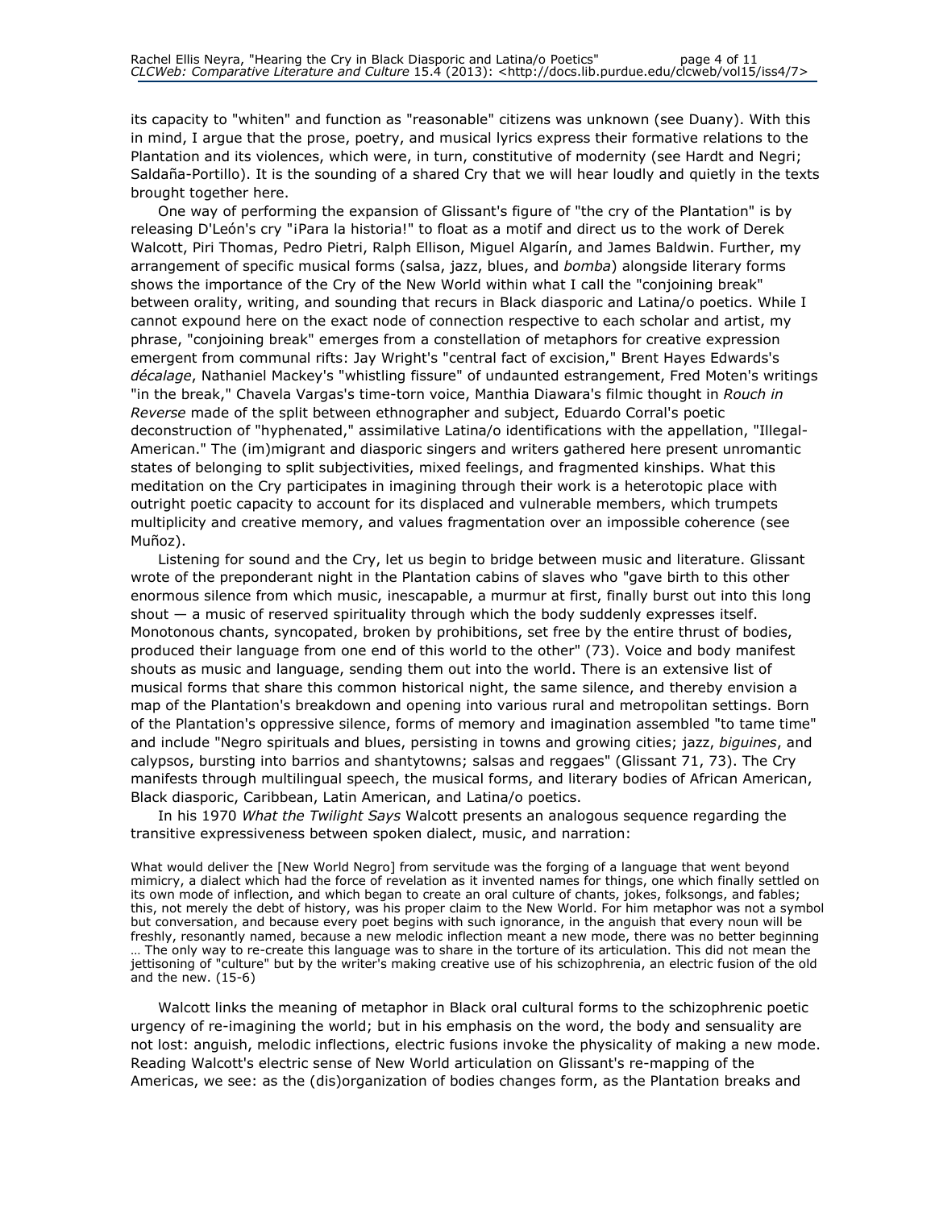its capacity to "whiten" and function as "reasonable" citizens was unknown (see Duany). With this in mind, I argue that the prose, poetry, and musical lyrics express their formative relations to the Plantation and its violences, which were, in turn, constitutive of modernity (see Hardt and Negri; Saldaña-Portillo). It is the sounding of a shared Cry that we will hear loudly and quietly in the texts brought together here.

One way of performing the expansion of Glissant's figure of "the cry of the Plantation" is by releasing D'León's cry "¡Para la historia!" to float as a motif and direct us to the work of Derek Walcott, Piri Thomas, Pedro Pietri, Ralph Ellison, Miguel Algarín, and James Baldwin. Further, my arrangement of specific musical forms (salsa, jazz, blues, and *bomba*) alongside literary forms shows the importance of the Cry of the New World within what I call the "conjoining break" between orality, writing, and sounding that recurs in Black diasporic and Latina/o poetics. While I cannot expound here on the exact node of connection respective to each scholar and artist, my phrase, "conjoining break" emerges from a constellation of metaphors for creative expression emergent from communal rifts: Jay Wright's "central fact of excision," Brent Hayes Edwards's *décalage*, Nathaniel Mackey's "whistling fissure" of undaunted estrangement, Fred Moten's writings "in the break," Chavela Vargas's time-torn voice, Manthia Diawara's filmic thought in *Rouch in Reverse* made of the split between ethnographer and subject, Eduardo Corral's poetic deconstruction of "hyphenated," assimilative Latina/o identifications with the appellation, "Illegal-American." The (im)migrant and diasporic singers and writers gathered here present unromantic states of belonging to split subjectivities, mixed feelings, and fragmented kinships. What this meditation on the Cry participates in imagining through their work is a heterotopic place with outright poetic capacity to account for its displaced and vulnerable members, which trumpets multiplicity and creative memory, and values fragmentation over an impossible coherence (see Muñoz).

Listening for sound and the Cry, let us begin to bridge between music and literature. Glissant wrote of the preponderant night in the Plantation cabins of slaves who "gave birth to this other enormous silence from which music, inescapable, a murmur at first, finally burst out into this long shout — a music of reserved spirituality through which the body suddenly expresses itself. Monotonous chants, syncopated, broken by prohibitions, set free by the entire thrust of bodies, produced their language from one end of this world to the other" (73). Voice and body manifest shouts as music and language, sending them out into the world. There is an extensive list of musical forms that share this common historical night, the same silence, and thereby envision a map of the Plantation's breakdown and opening into various rural and metropolitan settings. Born of the Plantation's oppressive silence, forms of memory and imagination assembled "to tame time" and include "Negro spirituals and blues, persisting in towns and growing cities; jazz, *biguines*, and calypsos, bursting into barrios and shantytowns; salsas and reggaes" (Glissant 71, 73). The Cry manifests through multilingual speech, the musical forms, and literary bodies of African American, Black diasporic, Caribbean, Latin American, and Latina/o poetics.

In his 1970 *What the Twilight Says* Walcott presents an analogous sequence regarding the transitive expressiveness between spoken dialect, music, and narration:

> What would deliver the [New World Negro] from servitude was the forging of a language that went beyond mimicry, a dialect which had the force of revelation as it invented names for things, one which finally settled on its own mode of inflection, and which began to create an oral culture of chants, jokes, folksongs, and fables; this, not merely the debt of history, was his proper claim to the New World. For him metaphor was not a symbol but conversation, and because every poet begins with such ignorance, in the anguish that every noun will be freshly, resonantly named, because a new melodic inflection meant a new mode, there was no better beginning … The only way to re-create this language was to share in the torture of its articulation. This did not mean the jettisoning of "culture" but by the writer's making creative use of his schizophrenia, an electric fusion of the old and the new. (15-6)

Walcott links the meaning of metaphor in Black oral cultural forms to the schizophrenic poetic urgency of re-imagining the world; but in his emphasis on the word, the body and sensuality are not lost: anguish, melodic inflections, electric fusions invoke the physicality of making a new mode. Reading Walcott's electric sense of New World articulation on Glissant's re-mapping of the Americas, we see: as the (dis)organization of bodies changes form, as the Plantation breaks and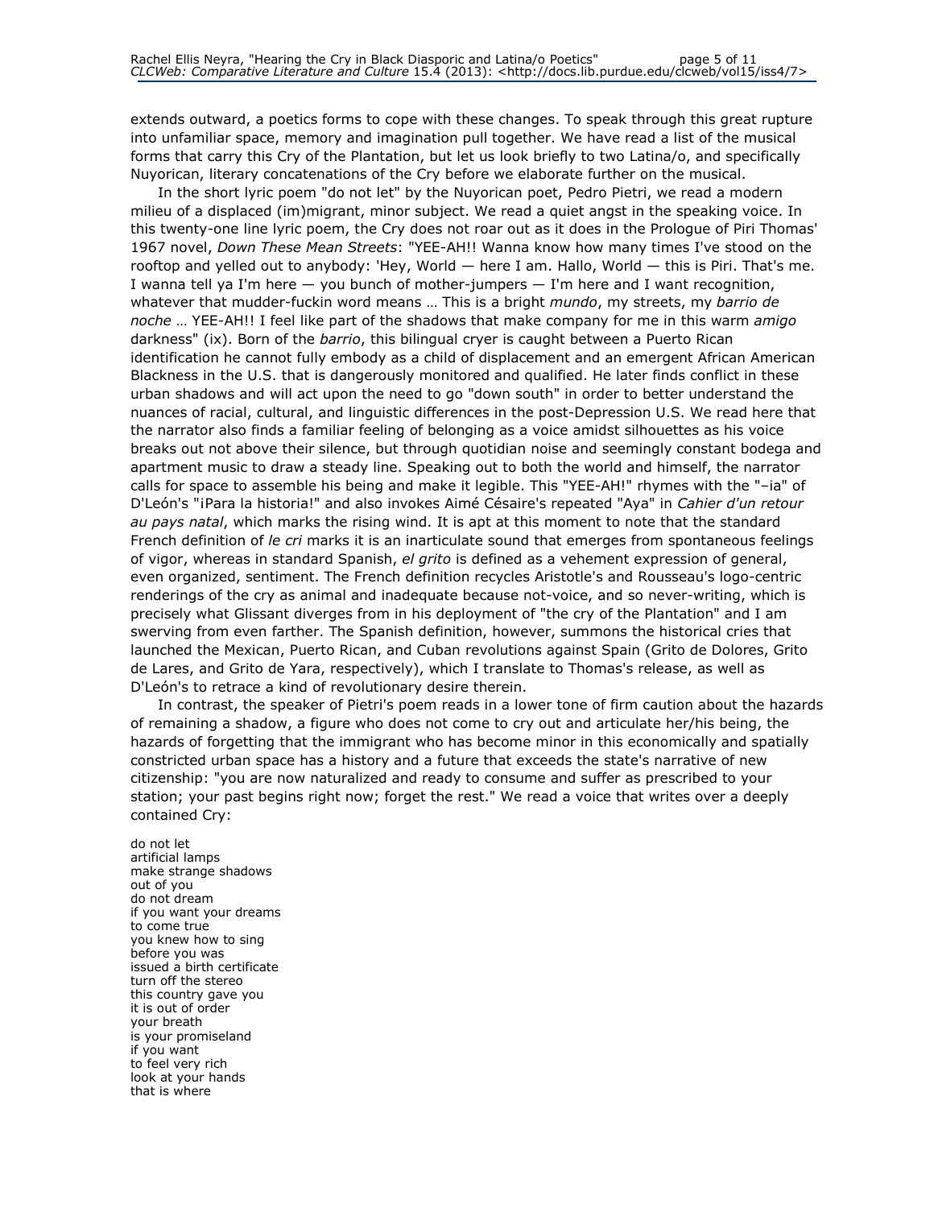extends outward, a poetics forms to cope with these changes. To speak through this great rupture into unfamiliar space, memory and imagination pull together. We have read a list of the musical forms that carry this Cry of the Plantation, but let us look briefly to two Latina/o, and specifically Nuyorican, literary concatenations of the Cry before we elaborate further on the musical.

In the short lyric poem "do not let" by the Nuyorican poet, Pedro Pietri, we read a modern milieu of a displaced (im)migrant, minor subject. We read a quiet angst in the speaking voice. In this twenty-one line lyric poem, the Cry does not roar out as it does in the Prologue of Piri Thomas' 1967 novel, *Down These Mean Streets*: "YEE-AH!! Wanna know how many times I've stood on the rooftop and yelled out to anybody: 'Hey, World — here I am. Hallo, World — this is Piri. That's me. I wanna tell ya I'm here — you bunch of mother-jumpers — I'm here and I want recognition, whatever that mudder-fuckin word means … This is a bright *mundo*, my streets, my *barrio de noche* … YEE-AH!! I feel like part of the shadows that make company for me in this warm *amigo* darkness" (ix). Born of the *barrio*, this bilingual cryer is caught between a Puerto Rican identification he cannot fully embody as a child of displacement and an emergent African American Blackness in the U.S. that is dangerously monitored and qualified. He later finds conflict in these urban shadows and will act upon the need to go "down south" in order to better understand the nuances of racial, cultural, and linguistic differences in the post-Depression U.S. We read here that the narrator also finds a familiar feeling of belonging as a voice amidst silhouettes as his voice breaks out not above their silence, but through quotidian noise and seemingly constant bodega and apartment music to draw a steady line. Speaking out to both the world and himself, the narrator calls for space to assemble his being and make it legible. This "YEE-AH!" rhymes with the "–ia" of D'León's "¡Para la historia!" and also invokes Aimé Césaire's repeated "Aya" in *Cahier d'un retour au pays natal*, which marks the rising wind. It is apt at this moment to note that the standard French definition of *le cri* marks it is an inarticulate sound that emerges from spontaneous feelings of vigor, whereas in standard Spanish, *el grito* is defined as a vehement expression of general, even organized, sentiment. The French definition recycles Aristotle's and Rousseau's logo-centric renderings of the cry as animal and inadequate because not-voice, and so never-writing, which is precisely what Glissant diverges from in his deployment of "the cry of the Plantation" and I am swerving from even farther. The Spanish definition, however, summons the historical cries that launched the Mexican, Puerto Rican, and Cuban revolutions against Spain (Grito de Dolores, Grito de Lares, and Grito de Yara, respectively), which I translate to Thomas's release, as well as D'León's to retrace a kind of revolutionary desire therein.

In contrast, the speaker of Pietri's poem reads in a lower tone of firm caution about the hazards of remaining a shadow, a figure who does not come to cry out and articulate her/his being, the hazards of forgetting that the immigrant who has become minor in this economically and spatially constricted urban space has a history and a future that exceeds the state's narrative of new citizenship: "you are now naturalized and ready to consume and suffer as prescribed to your station; your past begins right now; forget the rest." We read a voice that writes over a deeply contained Cry:

do not let
artificial lamps
make strange shadows
out of you
do not dream
if you want your dreams
to come true
you knew how to sing
before you was
issued a birth certificate
turn off the stereo
this country gave you
it is out of order
your breath
is your promiseland
if you want
to feel very rich
look at your hands
that is where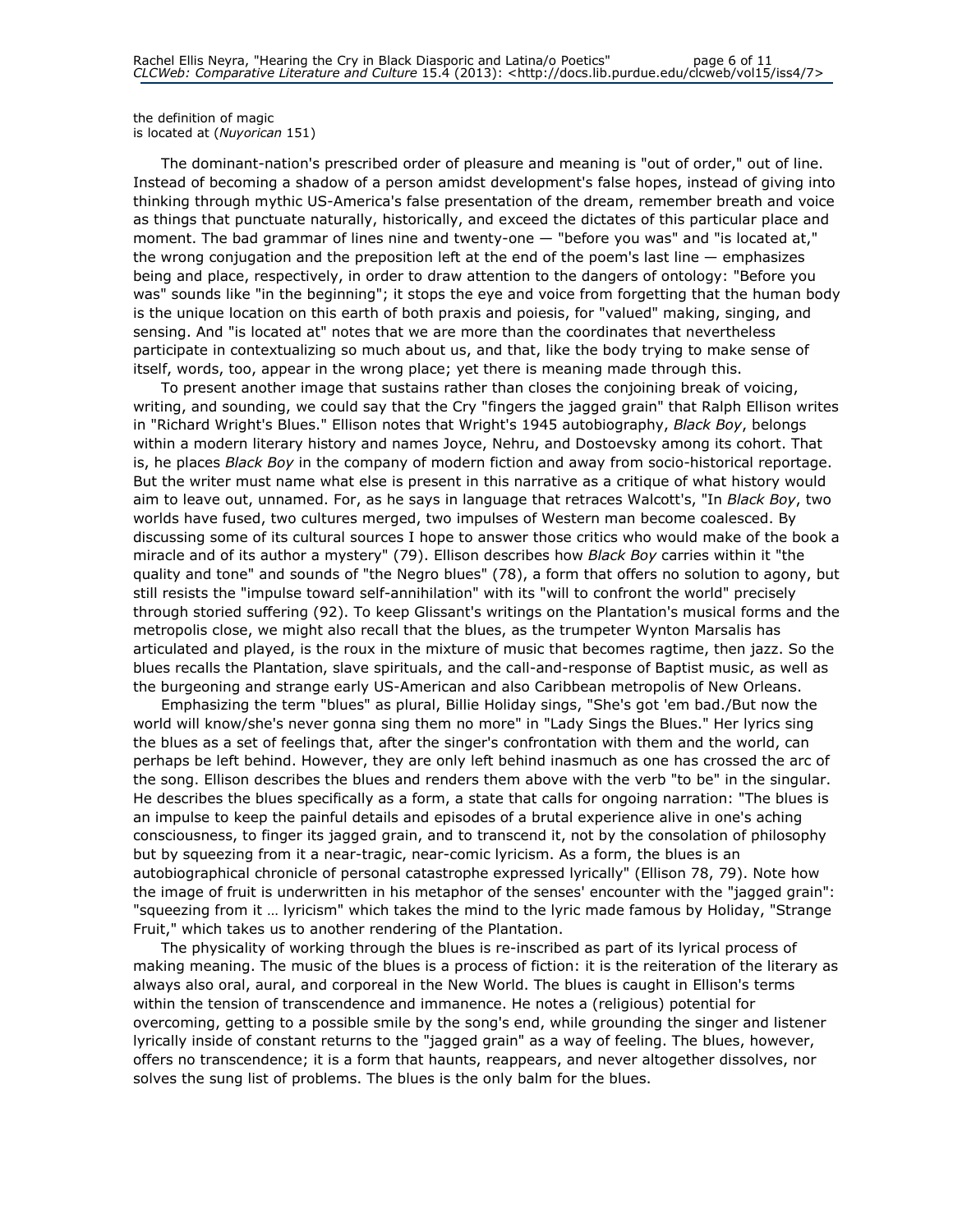the definition of magic
is located at (*Nuyorican* 151)

The dominant-nation's prescribed order of pleasure and meaning is "out of order," out of line. Instead of becoming a shadow of a person amidst development's false hopes, instead of giving into thinking through mythic US-America's false presentation of the dream, remember breath and voice as things that punctuate naturally, historically, and exceed the dictates of this particular place and moment. The bad grammar of lines nine and twenty-one — "before you was" and "is located at," the wrong conjugation and the preposition left at the end of the poem's last line — emphasizes being and place, respectively, in order to draw attention to the dangers of ontology: "Before you was" sounds like "in the beginning"; it stops the eye and voice from forgetting that the human body is the unique location on this earth of both praxis and poiesis, for "valued" making, singing, and sensing. And "is located at" notes that we are more than the coordinates that nevertheless participate in contextualizing so much about us, and that, like the body trying to make sense of itself, words, too, appear in the wrong place; yet there is meaning made through this.

To present another image that sustains rather than closes the conjoining break of voicing, writing, and sounding, we could say that the Cry "fingers the jagged grain" that Ralph Ellison writes in "Richard Wright's Blues." Ellison notes that Wright's 1945 autobiography, *Black Boy*, belongs within a modern literary history and names Joyce, Nehru, and Dostoevsky among its cohort. That is, he places *Black Boy* in the company of modern fiction and away from socio-historical reportage. But the writer must name what else is present in this narrative as a critique of what history would aim to leave out, unnamed. For, as he says in language that retraces Walcott's, "In *Black Boy*, two worlds have fused, two cultures merged, two impulses of Western man become coalesced. By discussing some of its cultural sources I hope to answer those critics who would make of the book a miracle and of its author a mystery" (79). Ellison describes how *Black Boy* carries within it "the quality and tone" and sounds of "the Negro blues" (78), a form that offers no solution to agony, but still resists the "impulse toward self-annihilation" with its "will to confront the world" precisely through storied suffering (92). To keep Glissant's writings on the Plantation's musical forms and the metropolis close, we might also recall that the blues, as the trumpeter Wynton Marsalis has articulated and played, is the roux in the mixture of music that becomes ragtime, then jazz. So the blues recalls the Plantation, slave spirituals, and the call-and-response of Baptist music, as well as the burgeoning and strange early US-American and also Caribbean metropolis of New Orleans.

Emphasizing the term "blues" as plural, Billie Holiday sings, "She's got 'em bad./But now the world will know/she's never gonna sing them no more" in "Lady Sings the Blues." Her lyrics sing the blues as a set of feelings that, after the singer's confrontation with them and the world, can perhaps be left behind. However, they are only left behind inasmuch as one has crossed the arc of the song. Ellison describes the blues and renders them above with the verb "to be" in the singular. He describes the blues specifically as a form, a state that calls for ongoing narration: "The blues is an impulse to keep the painful details and episodes of a brutal experience alive in one's aching consciousness, to finger its jagged grain, and to transcend it, not by the consolation of philosophy but by squeezing from it a near-tragic, near-comic lyricism. As a form, the blues is an autobiographical chronicle of personal catastrophe expressed lyrically" (Ellison 78, 79). Note how the image of fruit is underwritten in his metaphor of the senses' encounter with the "jagged grain": "squeezing from it … lyricism" which takes the mind to the lyric made famous by Holiday, "Strange Fruit," which takes us to another rendering of the Plantation.

The physicality of working through the blues is re-inscribed as part of its lyrical process of making meaning. The music of the blues is a process of fiction: it is the reiteration of the literary as always also oral, aural, and corporeal in the New World. The blues is caught in Ellison's terms within the tension of transcendence and immanence. He notes a (religious) potential for overcoming, getting to a possible smile by the song's end, while grounding the singer and listener lyrically inside of constant returns to the "jagged grain" as a way of feeling. The blues, however, offers no transcendence; it is a form that haunts, reappears, and never altogether dissolves, nor solves the sung list of problems. The blues is the only balm for the blues.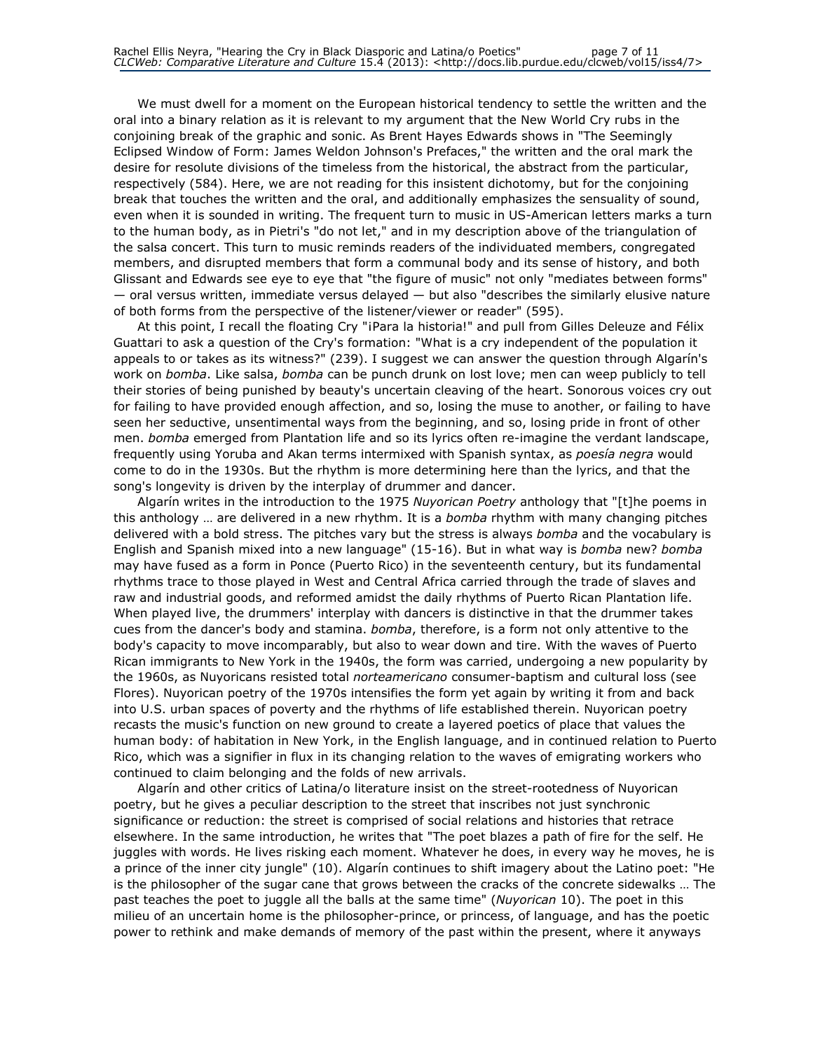We must dwell for a moment on the European historical tendency to settle the written and the oral into a binary relation as it is relevant to my argument that the New World Cry rubs in the conjoining break of the graphic and sonic. As Brent Hayes Edwards shows in "The Seemingly Eclipsed Window of Form: James Weldon Johnson's Prefaces," the written and the oral mark the desire for resolute divisions of the timeless from the historical, the abstract from the particular, respectively (584). Here, we are not reading for this insistent dichotomy, but for the conjoining break that touches the written and the oral, and additionally emphasizes the sensuality of sound, even when it is sounded in writing. The frequent turn to music in US-American letters marks a turn to the human body, as in Pietri's "do not let," and in my description above of the triangulation of the salsa concert. This turn to music reminds readers of the individuated members, congregated members, and disrupted members that form a communal body and its sense of history, and both Glissant and Edwards see eye to eye that "the figure of music" not only "mediates between forms" — oral versus written, immediate versus delayed — but also "describes the similarly elusive nature of both forms from the perspective of the listener/viewer or reader" (595).

At this point, I recall the floating Cry "¡Para la historia!" and pull from Gilles Deleuze and Félix Guattari to ask a question of the Cry's formation: "What is a cry independent of the population it appeals to or takes as its witness?" (239). I suggest we can answer the question through Algarín's work on *bomba*. Like salsa, *bomba* can be punch drunk on lost love; men can weep publicly to tell their stories of being punished by beauty's uncertain cleaving of the heart. Sonorous voices cry out for failing to have provided enough affection, and so, losing the muse to another, or failing to have seen her seductive, unsentimental ways from the beginning, and so, losing pride in front of other men. *bomba* emerged from Plantation life and so its lyrics often re-imagine the verdant landscape, frequently using Yoruba and Akan terms intermixed with Spanish syntax, as *poesía negra* would come to do in the 1930s. But the rhythm is more determining here than the lyrics, and that the song's longevity is driven by the interplay of drummer and dancer.

Algarín writes in the introduction to the 1975 *Nuyorican Poetry* anthology that "[t]he poems in this anthology … are delivered in a new rhythm. It is a *bomba* rhythm with many changing pitches delivered with a bold stress. The pitches vary but the stress is always *bomba* and the vocabulary is English and Spanish mixed into a new language" (15-16). But in what way is *bomba* new? *bomba* may have fused as a form in Ponce (Puerto Rico) in the seventeenth century, but its fundamental rhythms trace to those played in West and Central Africa carried through the trade of slaves and raw and industrial goods, and reformed amidst the daily rhythms of Puerto Rican Plantation life. When played live, the drummers' interplay with dancers is distinctive in that the drummer takes cues from the dancer's body and stamina. *bomba*, therefore, is a form not only attentive to the body's capacity to move incomparably, but also to wear down and tire. With the waves of Puerto Rican immigrants to New York in the 1940s, the form was carried, undergoing a new popularity by the 1960s, as Nuyoricans resisted total *norteamericano* consumer-baptism and cultural loss (see Flores). Nuyorican poetry of the 1970s intensifies the form yet again by writing it from and back into U.S. urban spaces of poverty and the rhythms of life established therein. Nuyorican poetry recasts the music's function on new ground to create a layered poetics of place that values the human body: of habitation in New York, in the English language, and in continued relation to Puerto Rico, which was a signifier in flux in its changing relation to the waves of emigrating workers who continued to claim belonging and the folds of new arrivals.

Algarín and other critics of Latina/o literature insist on the street-rootedness of Nuyorican poetry, but he gives a peculiar description to the street that inscribes not just synchronic significance or reduction: the street is comprised of social relations and histories that retrace elsewhere. In the same introduction, he writes that "The poet blazes a path of fire for the self. He juggles with words. He lives risking each moment. Whatever he does, in every way he moves, he is a prince of the inner city jungle" (10). Algarín continues to shift imagery about the Latino poet: "He is the philosopher of the sugar cane that grows between the cracks of the concrete sidewalks … The past teaches the poet to juggle all the balls at the same time" (*Nuyorican* 10). The poet in this milieu of an uncertain home is the philosopher-prince, or princess, of language, and has the poetic power to rethink and make demands of memory of the past within the present, where it anyways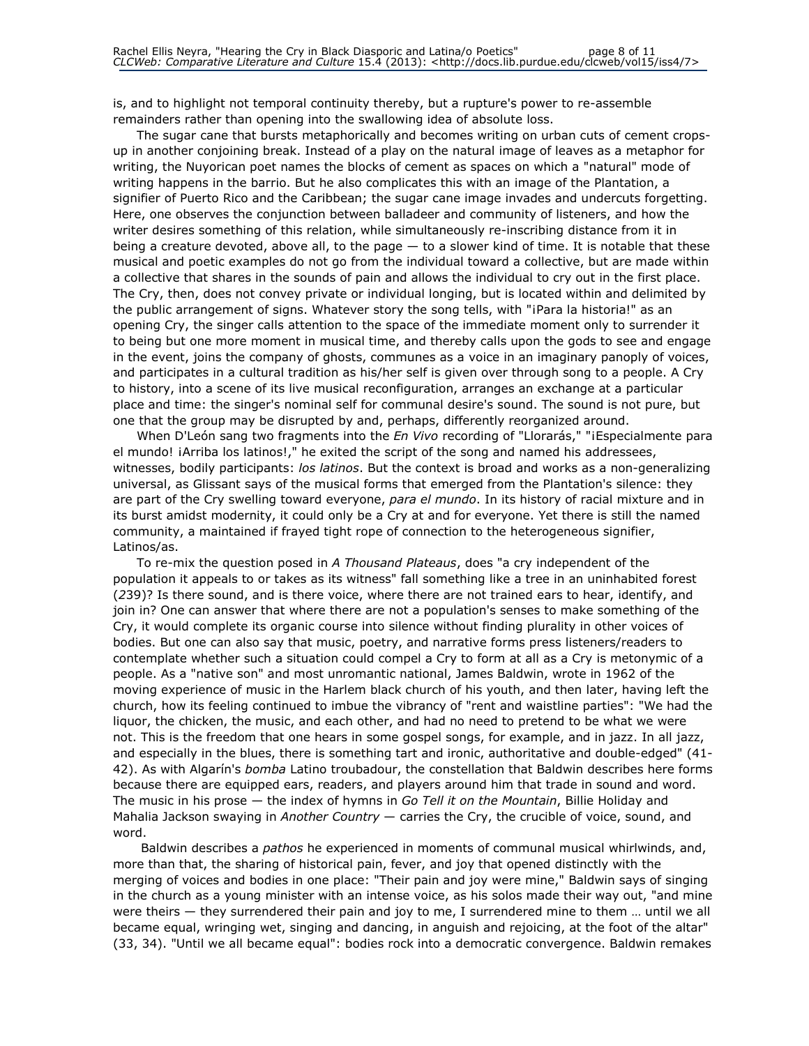is, and to highlight not temporal continuity thereby, but a rupture's power to re-assemble remainders rather than opening into the swallowing idea of absolute loss.

The sugar cane that bursts metaphorically and becomes writing on urban cuts of cement crops-up in another conjoining break. Instead of a play on the natural image of leaves as a metaphor for writing, the Nuyorican poet names the blocks of cement as spaces on which a "natural" mode of writing happens in the barrio. But he also complicates this with an image of the Plantation, a signifier of Puerto Rico and the Caribbean; the sugar cane image invades and undercuts forgetting. Here, one observes the conjunction between balladeer and community of listeners, and how the writer desires something of this relation, while simultaneously re-inscribing distance from it in being a creature devoted, above all, to the page — to a slower kind of time. It is notable that these musical and poetic examples do not go from the individual toward a collective, but are made within a collective that shares in the sounds of pain and allows the individual to cry out in the first place. The Cry, then, does not convey private or individual longing, but is located within and delimited by the public arrangement of signs. Whatever story the song tells, with "¡Para la historia!" as an opening Cry, the singer calls attention to the space of the immediate moment only to surrender it to being but one more moment in musical time, and thereby calls upon the gods to see and engage in the event, joins the company of ghosts, communes as a voice in an imaginary panoply of voices, and participates in a cultural tradition as his/her self is given over through song to a people. A Cry to history, into a scene of its live musical reconfiguration, arranges an exchange at a particular place and time: the singer's nominal self for communal desire's sound. The sound is not pure, but one that the group may be disrupted by and, perhaps, differently reorganized around.

When D'León sang two fragments into the *En Vivo* recording of "Llorarás," "¡Especialmente para el mundo! ¡Arriba los latinos!," he exited the script of the song and named his addressees, witnesses, bodily participants: *los latinos*. But the context is broad and works as a non-generalizing universal, as Glissant says of the musical forms that emerged from the Plantation's silence: they are part of the Cry swelling toward everyone, *para el mundo*. In its history of racial mixture and in its burst amidst modernity, it could only be a Cry at and for everyone. Yet there is still the named community, a maintained if frayed tight rope of connection to the heterogeneous signifier, Latinos/as.

To re-mix the question posed in *A Thousand Plateaus*, does "a cry independent of the population it appeals to or takes as its witness" fall something like a tree in an uninhabited forest (239)? Is there sound, and is there voice, where there are not trained ears to hear, identify, and join in? One can answer that where there are not a population's senses to make something of the Cry, it would complete its organic course into silence without finding plurality in other voices of bodies. But one can also say that music, poetry, and narrative forms press listeners/readers to contemplate whether such a situation could compel a Cry to form at all as a Cry is metonymic of a people. As a "native son" and most unromantic national, James Baldwin, wrote in 1962 of the moving experience of music in the Harlem black church of his youth, and then later, having left the church, how its feeling continued to imbue the vibrancy of "rent and waistline parties": "We had the liquor, the chicken, the music, and each other, and had no need to pretend to be what we were not. This is the freedom that one hears in some gospel songs, for example, and in jazz. In all jazz, and especially in the blues, there is something tart and ironic, authoritative and double-edged" (41-42). As with Algarín's *bomba* Latino troubadour, the constellation that Baldwin describes here forms because there are equipped ears, readers, and players around him that trade in sound and word. The music in his prose — the index of hymns in *Go Tell it on the Mountain*, Billie Holiday and Mahalia Jackson swaying in *Another Country* — carries the Cry, the crucible of voice, sound, and word.

Baldwin describes a *pathos* he experienced in moments of communal musical whirlwinds, and, more than that, the sharing of historical pain, fever, and joy that opened distinctly with the merging of voices and bodies in one place: "Their pain and joy were mine," Baldwin says of singing in the church as a young minister with an intense voice, as his solos made their way out, "and mine were theirs — they surrendered their pain and joy to me, I surrendered mine to them … until we all became equal, wringing wet, singing and dancing, in anguish and rejoicing, at the foot of the altar" (33, 34). "Until we all became equal": bodies rock into a democratic convergence. Baldwin remakes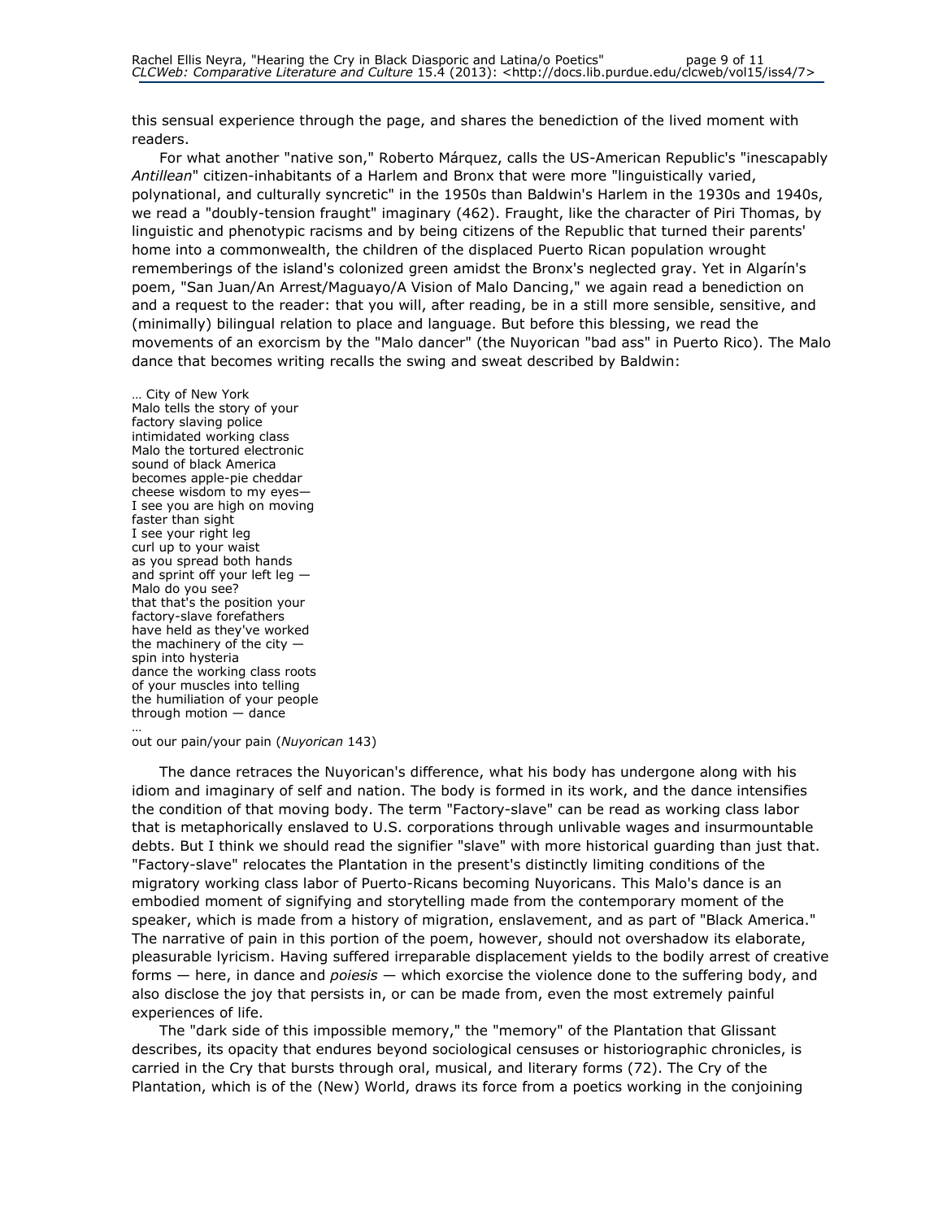this sensual experience through the page, and shares the benediction of the lived moment with readers.

For what another "native son," Roberto Márquez, calls the US-American Republic's "inescapably *Antillean*" citizen-inhabitants of a Harlem and Bronx that were more "linguistically varied, polynational, and culturally syncretic" in the 1950s than Baldwin's Harlem in the 1930s and 1940s, we read a "doubly-tension fraught" imaginary (462). Fraught, like the character of Piri Thomas, by linguistic and phenotypic racisms and by being citizens of the Republic that turned their parents' home into a commonwealth, the children of the displaced Puerto Rican population wrought rememberings of the island's colonized green amidst the Bronx's neglected gray. Yet in Algarín's poem, "San Juan/An Arrest/Maguayo/A Vision of Malo Dancing," we again read a benediction on and a request to the reader: that you will, after reading, be in a still more sensible, sensitive, and (minimally) bilingual relation to place and language. But before this blessing, we read the movements of an exorcism by the "Malo dancer" (the Nuyorican "bad ass" in Puerto Rico). The Malo dance that becomes writing recalls the swing and sweat described by Baldwin:

… City of New York  
Malo tells the story of your  
factory slaving police  
intimidated working class  
Malo the tortured electronic  
sound of black America  
becomes apple-pie cheddar  
cheese wisdom to my eyes—  
I see you are high on moving  
faster than sight  
I see your right leg  
curl up to your waist  
as you spread both hands  
and sprint off your left leg —  
Malo do you see?  
that that's the position your  
factory-slave forefathers  
have held as they've worked  
the machinery of the city —  
spin into hysteria  
dance the working class roots  
of your muscles into telling  
the humiliation of your people  
through motion — dance  
…  
out our pain/your pain (*Nuyorican* 143)

The dance retraces the Nuyorican's difference, what his body has undergone along with his idiom and imaginary of self and nation. The body is formed in its work, and the dance intensifies the condition of that moving body. The term "Factory-slave" can be read as working class labor that is metaphorically enslaved to U.S. corporations through unlivable wages and insurmountable debts. But I think we should read the signifier "slave" with more historical guarding than just that. "Factory-slave" relocates the Plantation in the present's distinctly limiting conditions of the migratory working class labor of Puerto-Ricans becoming Nuyoricans. This Malo's dance is an embodied moment of signifying and storytelling made from the contemporary moment of the speaker, which is made from a history of migration, enslavement, and as part of "Black America." The narrative of pain in this portion of the poem, however, should not overshadow its elaborate, pleasurable lyricism. Having suffered irreparable displacement yields to the bodily arrest of creative forms — here, in dance and *poiesis* — which exorcise the violence done to the suffering body, and also disclose the joy that persists in, or can be made from, even the most extremely painful experiences of life.

The "dark side of this impossible memory," the "memory" of the Plantation that Glissant describes, its opacity that endures beyond sociological censuses or historiographic chronicles, is carried in the Cry that bursts through oral, musical, and literary forms (72). The Cry of the Plantation, which is of the (New) World, draws its force from a poetics working in the conjoining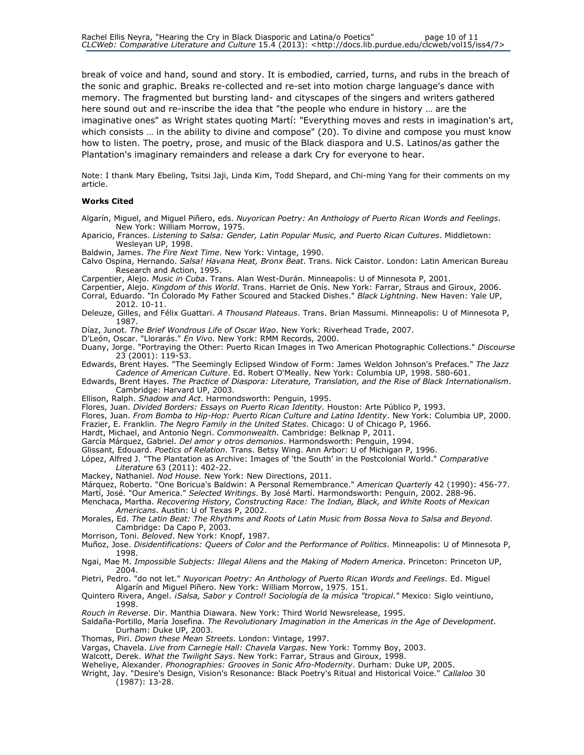break of voice and hand, sound and story. It is embodied, carried, turns, and rubs in the breach of the sonic and graphic. Breaks re-collected and re-set into motion charge language's dance with memory. The fragmented but bursting land- and cityscapes of the singers and writers gathered here sound out and re-inscribe the idea that "the people who endure in history … are the imaginative ones" as Wright states quoting Martí: "Everything moves and rests in imagination's art, which consists … in the ability to divine and compose" (20). To divine and compose you must know how to listen. The poetry, prose, and music of the Black diaspora and U.S. Latinos/as gather the Plantation's imaginary remainders and release a dark Cry for everyone to hear.

Note: I thank Mary Ebeling, Tsitsi Jaji, Linda Kim, Todd Shepard, and Chi-ming Yang for their comments on my article.

**Works Cited**

Algarín, Miguel, and Miguel Piñero, eds. *Nuyorican Poetry: An Anthology of Puerto Rican Words and Feelings*. New York: William Morrow, 1975.

Aparicio, Frances. *Listening to Salsa: Gender, Latin Popular Music, and Puerto Rican Cultures*. Middletown: Wesleyan UP, 1998.

Baldwin, James. *The Fire Next Time*. New York: Vintage, 1990.

Calvo Ospina, Hernando. *Salsa! Havana Heat, Bronx Beat*. Trans. Nick Caistor. London: Latin American Bureau Research and Action, 1995.

Carpentier, Alejo. *Music in Cuba*. Trans. Alan West-Durán. Minneapolis: U of Minnesota P, 2001.

Carpentier, Alejo. *Kingdom of this World*. Trans. Harriet de Onís. New York: Farrar, Straus and Giroux, 2006.

Corral, Eduardo. "In Colorado My Father Scoured and Stacked Dishes." *Black Lightning*. New Haven: Yale UP, 2012. 10-11.

Deleuze, Gilles, and Félix Guattari. *A Thousand Plateaus*. Trans. Brian Massumi. Minneapolis: U of Minnesota P, 1987.

Díaz, Junot. *The Brief Wondrous Life of Oscar Wao*. New York: Riverhead Trade, 2007.

D'León, Oscar. "Llorarás." *En Vivo*. New York: RMM Records, 2000.

Duany, Jorge. "Portraying the Other: Puerto Rican Images in Two American Photographic Collections." *Discourse* 23 (2001): 119-53.

Edwards, Brent Hayes. "The Seemingly Eclipsed Window of Form: James Weldon Johnson's Prefaces." *The Jazz Cadence of American Culture*. Ed. Robert O'Meally. New York: Columbia UP, 1998. 580-601.

Edwards, Brent Hayes. *The Practice of Diaspora: Literature, Translation, and the Rise of Black Internationalism*. Cambridge: Harvard UP, 2003.

Ellison, Ralph. *Shadow and Act*. Harmondsworth: Penguin, 1995.

Flores, Juan. *Divided Borders: Essays on Puerto Rican Identity*. Houston: Arte Público P, 1993.

Flores, Juan. *From Bomba to Hip-Hop: Puerto Rican Culture and Latino Identity*. New York: Columbia UP, 2000.

Frazier, E. Franklin. *The Negro Family in the United States*. Chicago: U of Chicago P, 1966.

Hardt, Michael, and Antonio Negri. *Commonwealth*. Cambridge: Belknap P, 2011.

García Márquez, Gabriel. *Del amor y otros demonios*. Harmondsworth: Penguin, 1994.

Glissant, Edouard. *Poetics of Relation*. Trans. Betsy Wing. Ann Arbor: U of Michigan P, 1996.

López, Alfred J. "The Plantation as Archive: Images of 'the South' in the Postcolonial World." *Comparative Literature* 63 (2011): 402-22.

Mackey, Nathaniel. *Nod House*. New York: New Directions, 2011.

Márquez, Roberto. "One Boricua's Baldwin: A Personal Remembrance." *American Quarterly* 42 (1990): 456-77.

Martí, José. "Our America." *Selected Writings*. By José Martí. Harmondsworth: Penguin, 2002. 288-96.

Menchaca, Martha. *Recovering History, Constructing Race: The Indian, Black, and White Roots of Mexican Americans*. Austin: U of Texas P, 2002.

Morales, Ed. *The Latin Beat: The Rhythms and Roots of Latin Music from Bossa Nova to Salsa and Beyond*. Cambridge: Da Capo P, 2003.

Morrison, Toni. *Beloved*. New York: Knopf, 1987.

Muñoz, Jose. *Disidentifications: Queers of Color and the Performance of Politics*. Minneapolis: U of Minnesota P, 1998.

Ngai, Mae M. *Impossible Subjects: Illegal Aliens and the Making of Modern America*. Princeton: Princeton UP, 2004.

Pietri, Pedro. "do not let." *Nuyorican Poetry: An Anthology of Puerto Rican Words and Feelings*. Ed. Miguel Algarín and Miguel Piñero. New York: William Morrow, 1975. 151.

Quintero Rivera, Angel. *¡Salsa, Sabor y Control! Sociología de la música "tropical."* Mexico: Siglo veintiuno, 1998.

*Rouch in Reverse*. Dir. Manthia Diawara. New York: Third World Newsrelease, 1995.

Saldaña-Portillo, María Josefina. *The Revolutionary Imagination in the Americas in the Age of Development*. Durham: Duke UP, 2003.

Thomas, Piri. *Down these Mean Streets*. London: Vintage, 1997.

Vargas, Chavela. *Live from Carnegie Hall: Chavela Vargas*. New York: Tommy Boy, 2003.

Walcott, Derek. *What the Twilight Says*. New York: Farrar, Straus and Giroux, 1998.

Weheliye, Alexander. *Phonographies: Grooves in Sonic Afro-Modernity*. Durham: Duke UP, 2005.

Wright, Jay. "Desire's Design, Vision's Resonance: Black Poetry's Ritual and Historical Voice." *Callaloo* 30 (1987): 13-28.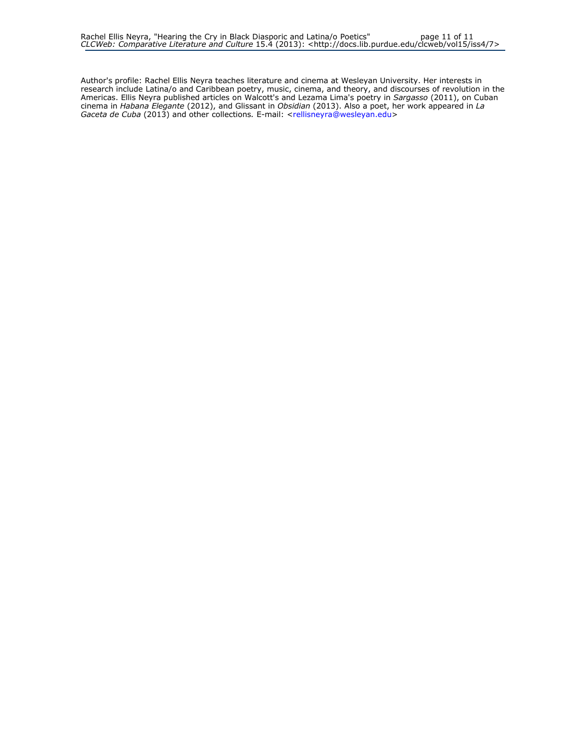Author's profile: Rachel Ellis Neyra teaches literature and cinema at Wesleyan University. Her interests in research include Latina/o and Caribbean poetry, music, cinema, and theory, and discourses of revolution in the Americas. Ellis Neyra published articles on Walcott's and Lezama Lima's poetry in *Sargasso* (2011), on Cuban cinema in *Habana Elegante* (2012), and Glissant in *Obsidian* (2013). Also a poet, her work appeared in *La Gaceta de Cuba* (2013) and other collections. E-mail: <rellisneyra@wesleyan.edu>